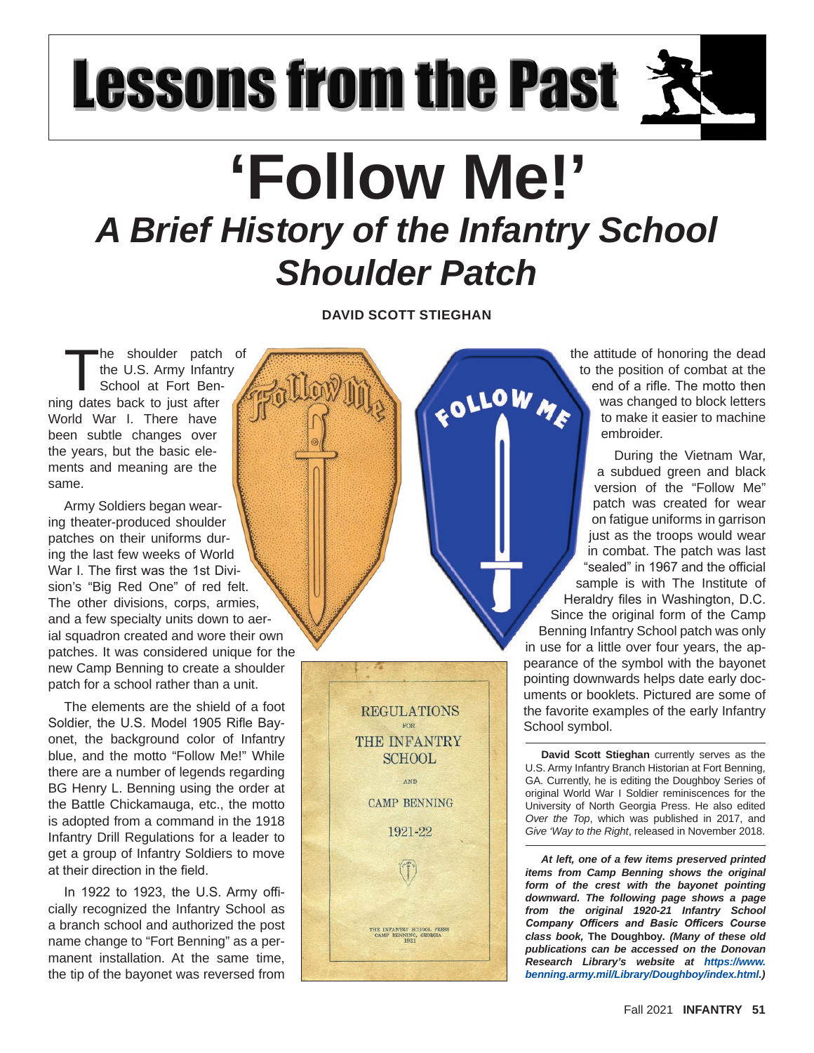# Lessons from the Past

# 'Follow Me!'

## *A Brief History of the Infantry School Shoulder Patch*

**DAVID SCOTT STIEGHAN**

The shoulder patch of the U.S. Army Infantry School at Fort Benning dates back to just after World War I. There have been subtle changes over the years, but the basic elements and meaning are the same.

Army Soldiers began wearing theater-produced shoulder patches on their uniforms during the last few weeks of World War I. The first was the 1st Division's "Big Red One" of red felt. The other divisions, corps, armies, and a few specialty units down to aerial squadron created and wore their own patches. It was considered unique for the new Camp Benning to create a shoulder patch for a school rather than a unit.

The elements are the shield of a foot Soldier, the U.S. Model 1905 Rifle Bayonet, the background color of Infantry blue, and the motto "Follow Me!" While there are a number of legends regarding BG Henry L. Benning using the order at the Battle Chickamauga, etc., the motto is adopted from a command in the 1918 Infantry Drill Regulations for a leader to get a group of Infantry Soldiers to move at their direction in the field.

In 1922 to 1923, the U.S. Army officially recognized the Infantry School as a branch school and authorized the post name change to "Fort Benning" as a permanent installation. At the same time, the tip of the bayonet was reversed from the attitude of honoring the dead to the position of combat at the end of a rifle. The motto then was changed to block letters to make it easier to machine embroider.

During the Vietnam War, a subdued green and black version of the "Follow Me" patch was created for wear on fatigue uniforms in garrison just as the troops would wear in combat. The patch was last "sealed" in 1967 and the official sample is with The Institute of Heraldry files in Washington, D.C. Since the original form of the Camp Benning Infantry School patch was only in use for a little over four years, the appearance of the symbol with the bayonet pointing downwards helps date early documents or booklets. Pictured are some of the favorite examples of the early Infantry School symbol.

**David Scott Stieghan** currently serves as the U.S. Army Infantry Branch Historian at Fort Benning, GA. Currently, he is editing the Doughboy Series of original World War I Soldier reminiscences for the University of North Georgia Press. He also edited *Over the Top*, which was published in 2017, and *Give 'Way to the Right*, released in November 2018.

***At left, one of a few items preserved printed items from Camp Benning shows the original form of the crest with the bayonet pointing downward. The following page shows a page from the original 1920-21 Infantry School Company Officers and Basic Officers Course class book,* The Doughboy.** ***(Many of these old publications can be accessed on the Donovan Research Library's website at https://www.benning.army.mil/Library/Doughboy/index.html.)***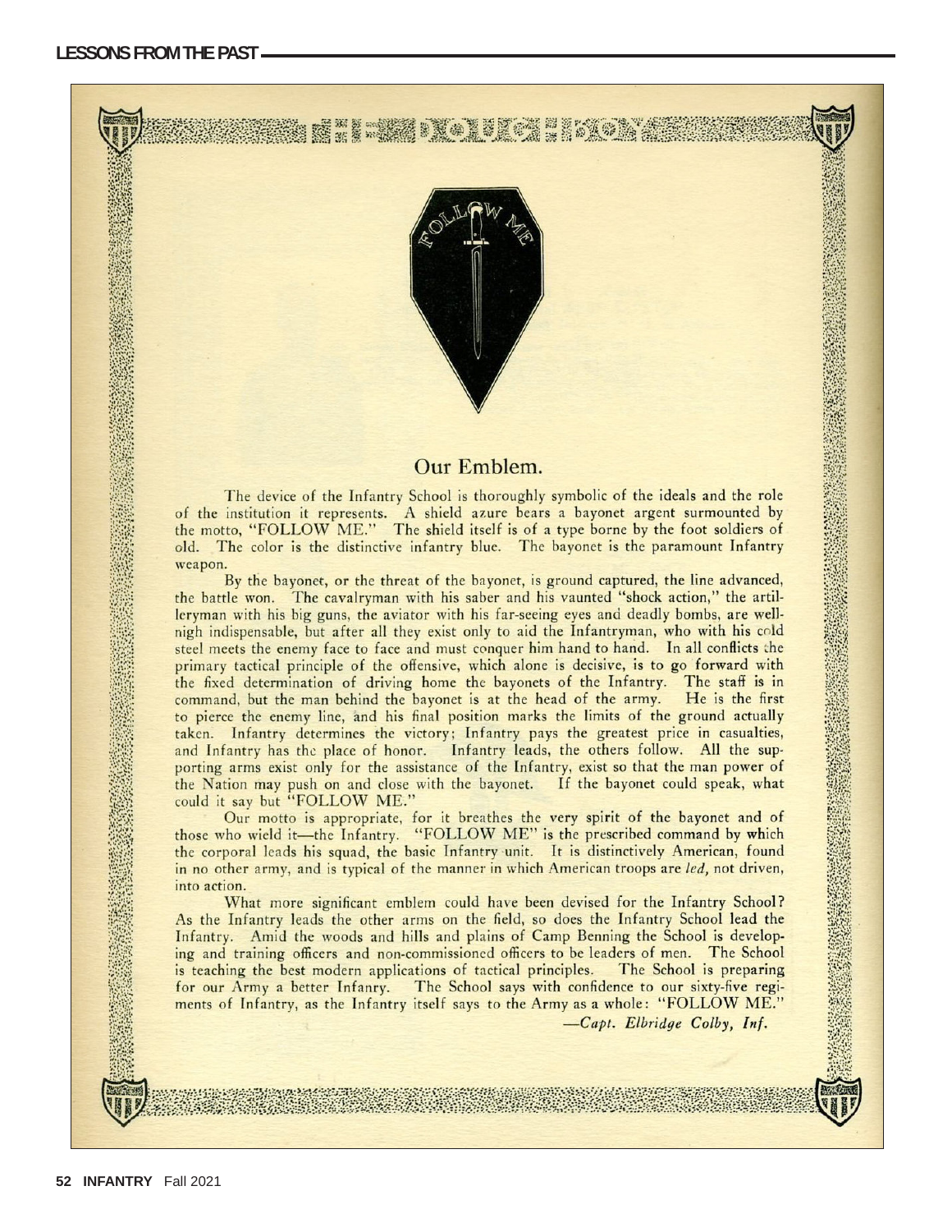## Our Emblem.

The device of the Infantry School is thoroughly symbolic of the ideals and the role of the institution it represents. A shield azure bears a bayonet argent surmounted by the motto, "FOLLOW ME." The shield itself is of a type borne by the foot soldiers of old. The color is the distinctive infantry blue. The bayonet is the paramount Infantry weapon.

By the bayonet, or the threat of the bayonet, is ground captured, the line advanced, the battle won. The cavalryman with his saber and his vaunted "shock action," the artilleryman with his big guns, the aviator with his far-seeing eyes and deadly bombs, are well-nigh indispensable, but after all they exist only to aid the Infantryman, who with his cold steel meets the enemy face to face and must conquer him hand to hand. In all conflicts the primary tactical principle of the offensive, which alone is decisive, is to go forward with the fixed determination of driving home the bayonets of the Infantry. The staff is in command, but the man behind the bayonet is at the head of the army. He is the first to pierce the enemy line, and his final position marks the limits of the ground actually taken. Infantry determines the victory; Infantry pays the greatest price in casualties, and Infantry has the place of honor. Infantry leads, the others follow. All the supporting arms exist only for the assistance of the Infantry, exist so that the man power of the Nation may push on and close with the bayonet. If the bayonet could speak, what could it say but "FOLLOW ME."

Our motto is appropriate, for it breathes the very spirit of the bayonet and of those who wield it—the Infantry. "FOLLOW ME" is the prescribed command by which the corporal leads his squad, the basic Infantry unit. It is distinctively American, found in no other army, and is typical of the manner in which American troops are *led*, not driven, into action.

What more significant emblem could have been devised for the Infantry School? As the Infantry leads the other arms on the field, so does the Infantry School lead the Infantry. Amid the woods and hills and plains of Camp Benning the School is developing and training officers and non-commissioned officers to be leaders of men. The School is teaching the best modern applications of tactical principles. The School is preparing for our Army a better Infanry. The School says with confidence to our sixty-five regiments of Infantry, as the Infantry itself says to the Army as a whole: "FOLLOW ME."

—*Capt. Elbridge Colby, Inf.*